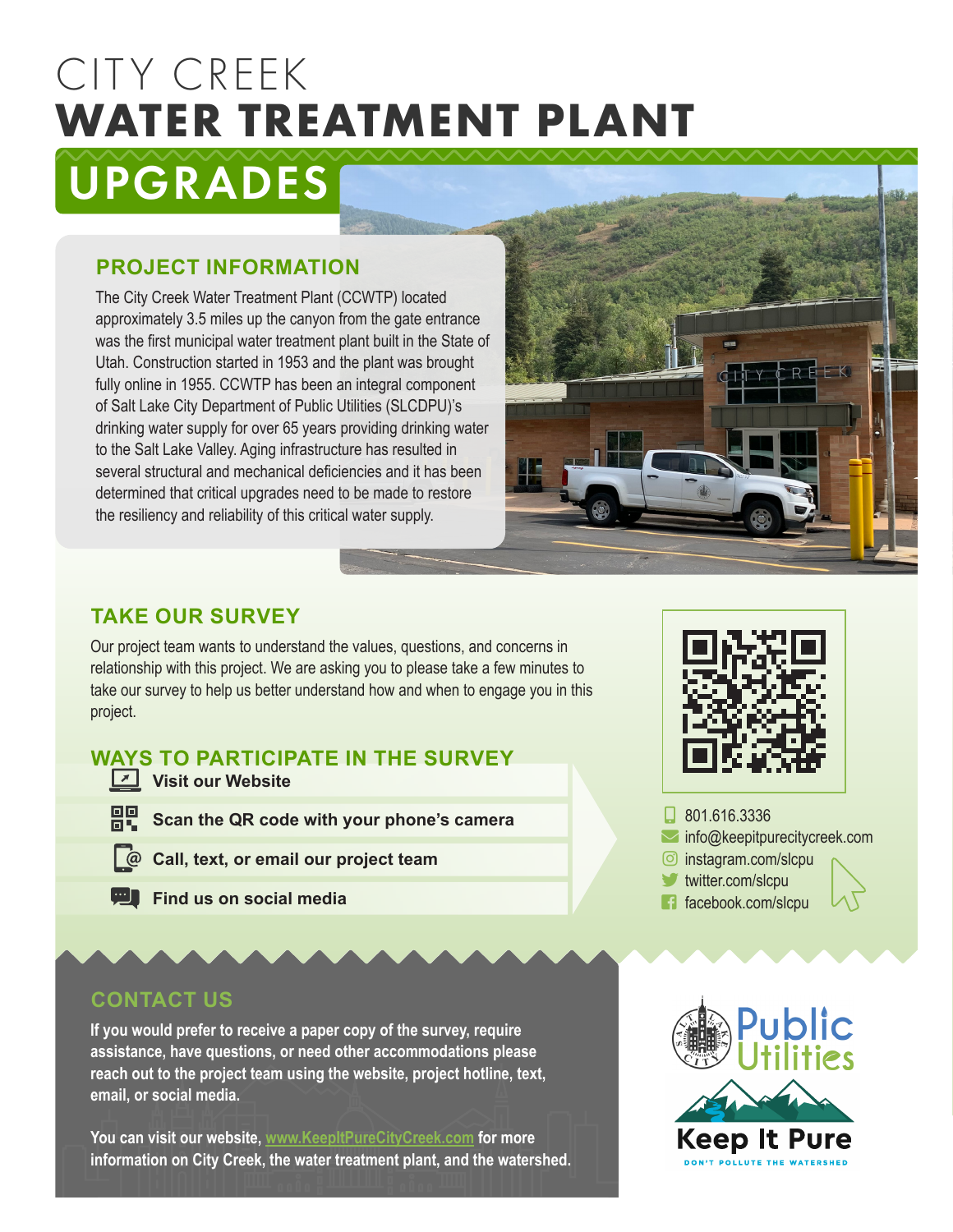# CITY CREEK
# WATER TREATMENT PLANT
# UPGRADES

## PROJECT INFORMATION

The City Creek Water Treatment Plant (CCWTP) located approximately 3.5 miles up the canyon from the gate entrance was the first municipal water treatment plant built in the State of Utah. Construction started in 1953 and the plant was brought fully online in 1955. CCWTP has been an integral component of Salt Lake City Department of Public Utilities (SLCDPU)'s drinking water supply for over 65 years providing drinking water to the Salt Lake Valley. Aging infrastructure has resulted in several structural and mechanical deficiencies and it has been determined that critical upgrades need to be made to restore the resiliency and reliability of this critical water supply.

## TAKE OUR SURVEY

Our project team wants to understand the values, questions, and concerns in relationship with this project. We are asking you to please take a few minutes to take our survey to help us better understand how and when to engage you in this project.

## WAYS TO PARTICIPATE IN THE SURVEY

- **Visit our Website**
- **Scan the QR code with your phone's camera**
- **Call, text, or email our project team**
- **Find us on social media**

801.616.3336
info@keepitpurecitycreek.com
instagram.com/slcpu
twitter.com/slcpu
facebook.com/slcpu

## CONTACT US

**If you would prefer to receive a paper copy of the survey, require assistance, have questions, or need other accommodations please reach out to the project team using the website, project hotline, text, email, or social media.**

**You can visit our website, www.KeepItPureCityCreek.com for more information on City Creek, the water treatment plant, and the watershed.**

Public Utilities

Keep It Pure

DON'T POLLUTE THE WATERSHED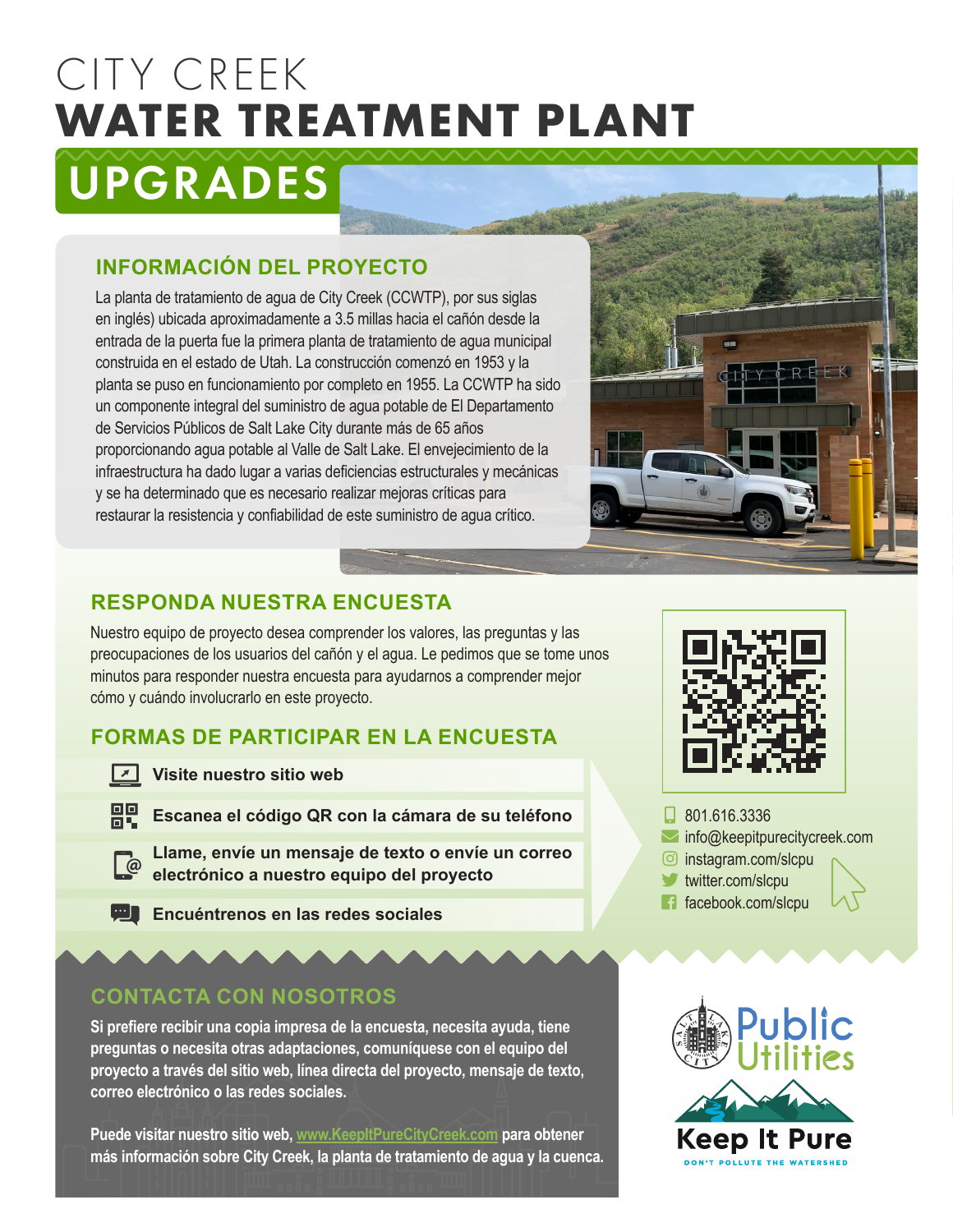# CITY CREEK WATER TREATMENT PLANT UPGRADES

## INFORMACIÓN DEL PROYECTO

La planta de tratamiento de agua de City Creek (CCWTP), por sus siglas en inglés) ubicada aproximadamente a 3.5 millas hacia el cañón desde la entrada de la puerta fue la primera planta de tratamiento de agua municipal construida en el estado de Utah. La construcción comenzó en 1953 y la planta se puso en funcionamiento por completo en 1955. La CCWTP ha sido un componente integral del suministro de agua potable de El Departamento de Servicios Públicos de Salt Lake City durante más de 65 años proporcionando agua potable al Valle de Salt Lake. El envejecimiento de la infraestructura ha dado lugar a varias deficiencias estructurales y mecánicas y se ha determinado que es necesario realizar mejoras críticas para restaurar la resistencia y confiabilidad de este suministro de agua crítico.

## RESPONDA NUESTRA ENCUESTA

Nuestro equipo de proyecto desea comprender los valores, las preguntas y las preocupaciones de los usuarios del cañón y el agua. Le pedimos que se tome unos minutos para responder nuestra encuesta para ayudarnos a comprender mejor cómo y cuándo involucrarlo en este proyecto.

## FORMAS DE PARTICIPAR EN LA ENCUESTA

- **Visite nuestro sitio web**
- **Escanea el código QR con la cámara de su teléfono**
- **Llame, envíe un mensaje de texto o envíe un correo electrónico a nuestro equipo del proyecto**
- **Encuéntrenos en las redes sociales**

801.616.3336
info@keepitpurecitycreek.com
instagram.com/slcpu
twitter.com/slcpu
facebook.com/slcpu

## CONTACTA CON NOSOTROS

**Si prefiere recibir una copia impresa de la encuesta, necesita ayuda, tiene preguntas o necesita otras adaptaciones, comuníquese con el equipo del proyecto a través del sitio web, línea directa del proyecto, mensaje de texto, correo electrónico o las redes sociales.**

**Puede visitar nuestro sitio web, www.KeepItPureCityCreek.com para obtener más información sobre City Creek, la planta de tratamiento de agua y la cuenca.**

Public Utilities

Keep It Pure
DON'T POLLUTE THE WATERSHED